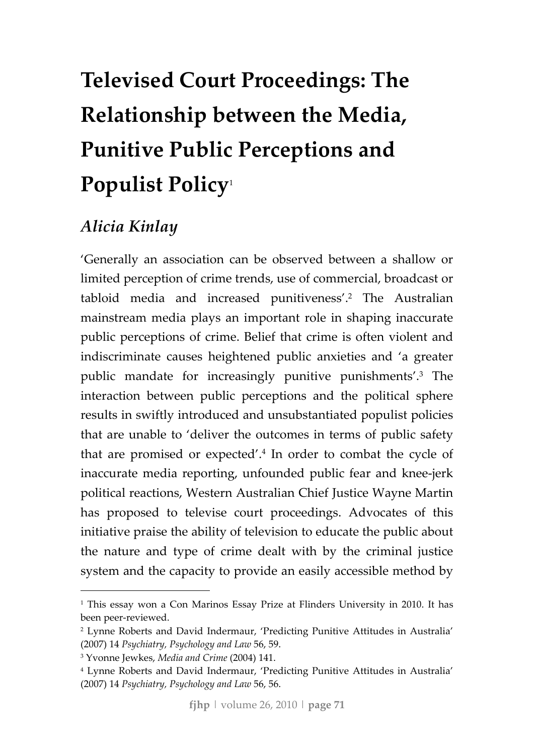# Televised Court Proceedings: The Relationship between the Media, Punitive Public Perceptions and Populist Policy[1]

## *Alicia Kinlay*

'Generally an association can be observed between a shallow or limited perception of crime trends, use of commercial, broadcast or tabloid media and increased punitiveness'.[2] The Australian mainstream media plays an important role in shaping inaccurate public perceptions of crime. Belief that crime is often violent and indiscriminate causes heightened public anxieties and 'a greater public mandate for increasingly punitive punishments'.[3] The interaction between public perceptions and the political sphere results in swiftly introduced and unsubstantiated populist policies that are unable to 'deliver the outcomes in terms of public safety that are promised or expected'.[4] In order to combat the cycle of inaccurate media reporting, unfounded public fear and knee-jerk political reactions, Western Australian Chief Justice Wayne Martin has proposed to televise court proceedings. Advocates of this initiative praise the ability of television to educate the public about the nature and type of crime dealt with by the criminal justice system and the capacity to provide an easily accessible method by

---

[1] This essay won a Con Marinos Essay Prize at Flinders University in 2010. It has been peer-reviewed.

[2] Lynne Roberts and David Indermaur, 'Predicting Punitive Attitudes in Australia' (2007) 14 *Psychiatry, Psychology and Law* 56, 59.

[3] Yvonne Jewkes, *Media and Crime* (2004) 141.

[4] Lynne Roberts and David Indermaur, 'Predicting Punitive Attitudes in Australia' (2007) 14 *Psychiatry, Psychology and Law* 56, 56.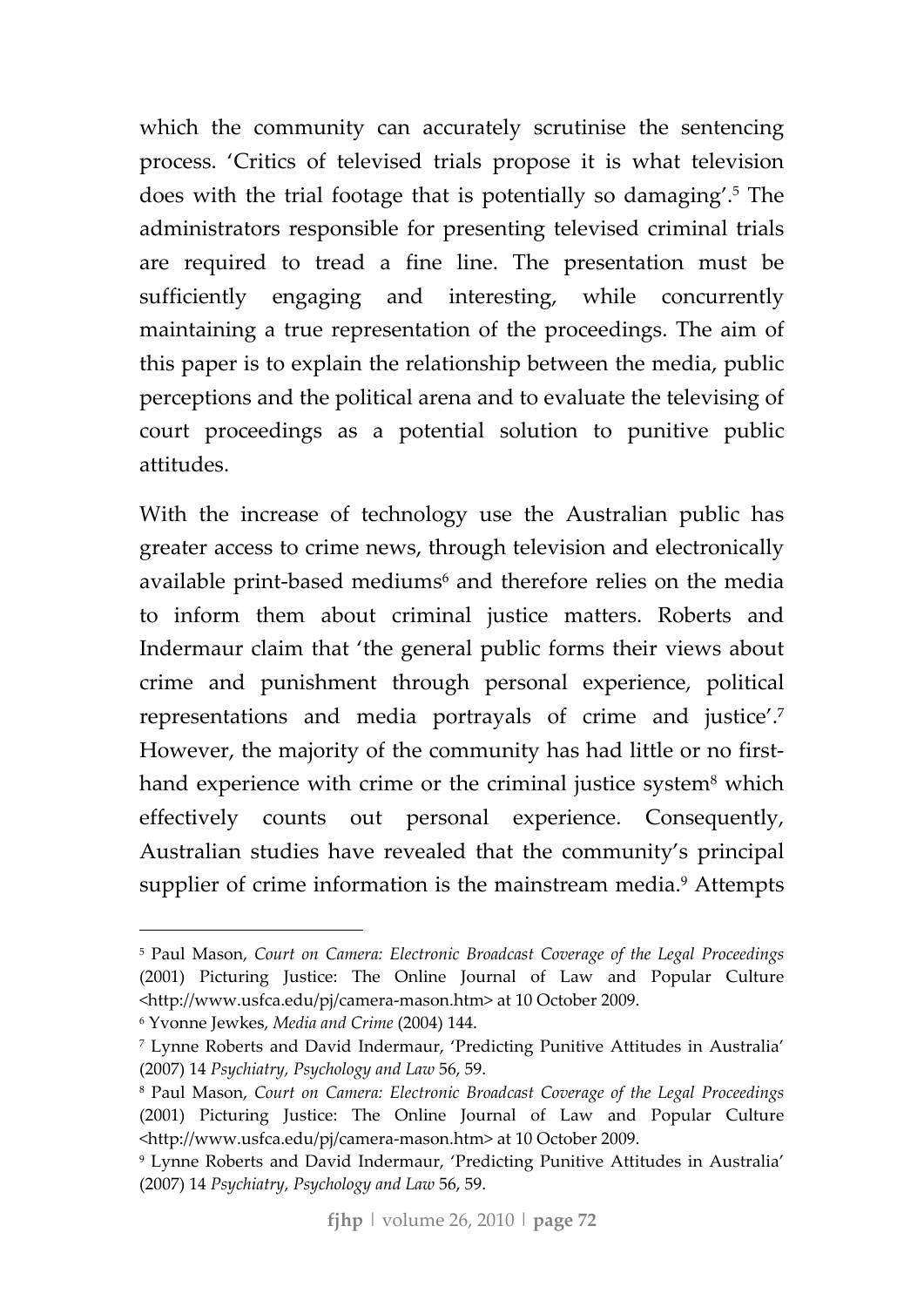which the community can accurately scrutinise the sentencing process. 'Critics of televised trials propose it is what television does with the trial footage that is potentially so damaging'.[5] The administrators responsible for presenting televised criminal trials are required to tread a fine line. The presentation must be sufficiently engaging and interesting, while concurrently maintaining a true representation of the proceedings. The aim of this paper is to explain the relationship between the media, public perceptions and the political arena and to evaluate the televising of court proceedings as a potential solution to punitive public attitudes.

With the increase of technology use the Australian public has greater access to crime news, through television and electronically available print-based mediums[6] and therefore relies on the media to inform them about criminal justice matters. Roberts and Indermaur claim that 'the general public forms their views about crime and punishment through personal experience, political representations and media portrayals of crime and justice'.[7] However, the majority of the community has had little or no first-hand experience with crime or the criminal justice system[8] which effectively counts out personal experience. Consequently, Australian studies have revealed that the community's principal supplier of crime information is the mainstream media.[9] Attempts

---

[5] Paul Mason, *Court on Camera: Electronic Broadcast Coverage of the Legal Proceedings* (2001) Picturing Justice: The Online Journal of Law and Popular Culture <http://www.usfca.edu/pj/camera-mason.htm> at 10 October 2009.

[6] Yvonne Jewkes, *Media and Crime* (2004) 144.

[7] Lynne Roberts and David Indermaur, 'Predicting Punitive Attitudes in Australia' (2007) 14 *Psychiatry, Psychology and Law* 56, 59.

[8] Paul Mason, *Court on Camera: Electronic Broadcast Coverage of the Legal Proceedings* (2001) Picturing Justice: The Online Journal of Law and Popular Culture <http://www.usfca.edu/pj/camera-mason.htm> at 10 October 2009.

[9] Lynne Roberts and David Indermaur, 'Predicting Punitive Attitudes in Australia' (2007) 14 *Psychiatry, Psychology and Law* 56, 59.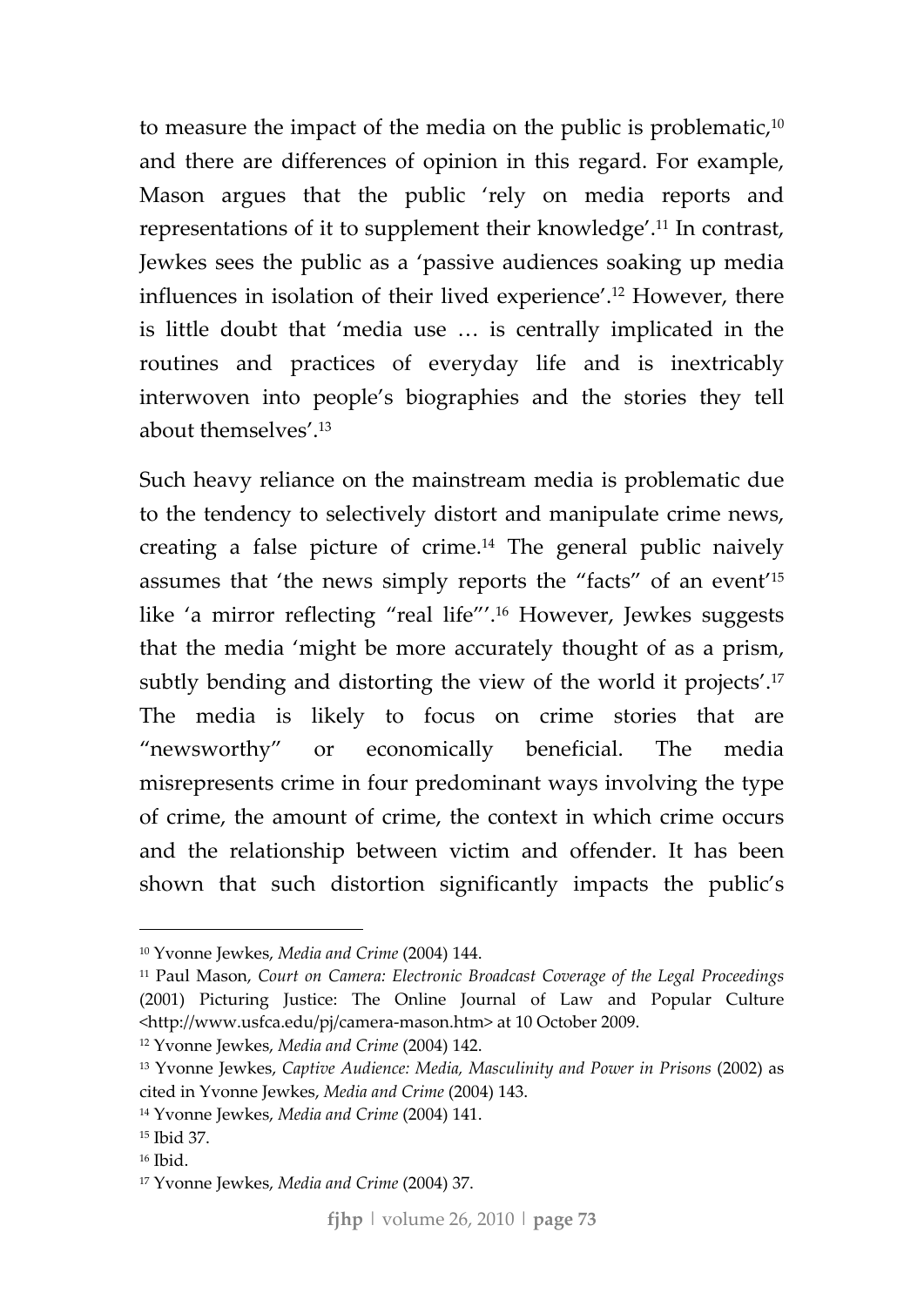to measure the impact of the media on the public is problematic,[10] and there are differences of opinion in this regard. For example, Mason argues that the public 'rely on media reports and representations of it to supplement their knowledge'.[11] In contrast, Jewkes sees the public as a 'passive audiences soaking up media influences in isolation of their lived experience'.[12] However, there is little doubt that 'media use … is centrally implicated in the routines and practices of everyday life and is inextricably interwoven into people's biographies and the stories they tell about themselves'.[13]

Such heavy reliance on the mainstream media is problematic due to the tendency to selectively distort and manipulate crime news, creating a false picture of crime.[14] The general public naively assumes that 'the news simply reports the "facts" of an event'[15] like 'a mirror reflecting "real life"'.[16] However, Jewkes suggests that the media 'might be more accurately thought of as a prism, subtly bending and distorting the view of the world it projects'.[17] The media is likely to focus on crime stories that are "newsworthy" or economically beneficial. The media misrepresents crime in four predominant ways involving the type of crime, the amount of crime, the context in which crime occurs and the relationship between victim and offender. It has been shown that such distortion significantly impacts the public's

---

[10] Yvonne Jewkes, *Media and Crime* (2004) 144.

[11] Paul Mason, *Court on Camera: Electronic Broadcast Coverage of the Legal Proceedings* (2001) Picturing Justice: The Online Journal of Law and Popular Culture <http://www.usfca.edu/pj/camera-mason.htm> at 10 October 2009.

[12] Yvonne Jewkes, *Media and Crime* (2004) 142.

[13] Yvonne Jewkes, *Captive Audience: Media, Masculinity and Power in Prisons* (2002) as cited in Yvonne Jewkes, *Media and Crime* (2004) 143.

[14] Yvonne Jewkes, *Media and Crime* (2004) 141.

[15] Ibid 37.

[16] Ibid.

[17] Yvonne Jewkes, *Media and Crime* (2004) 37.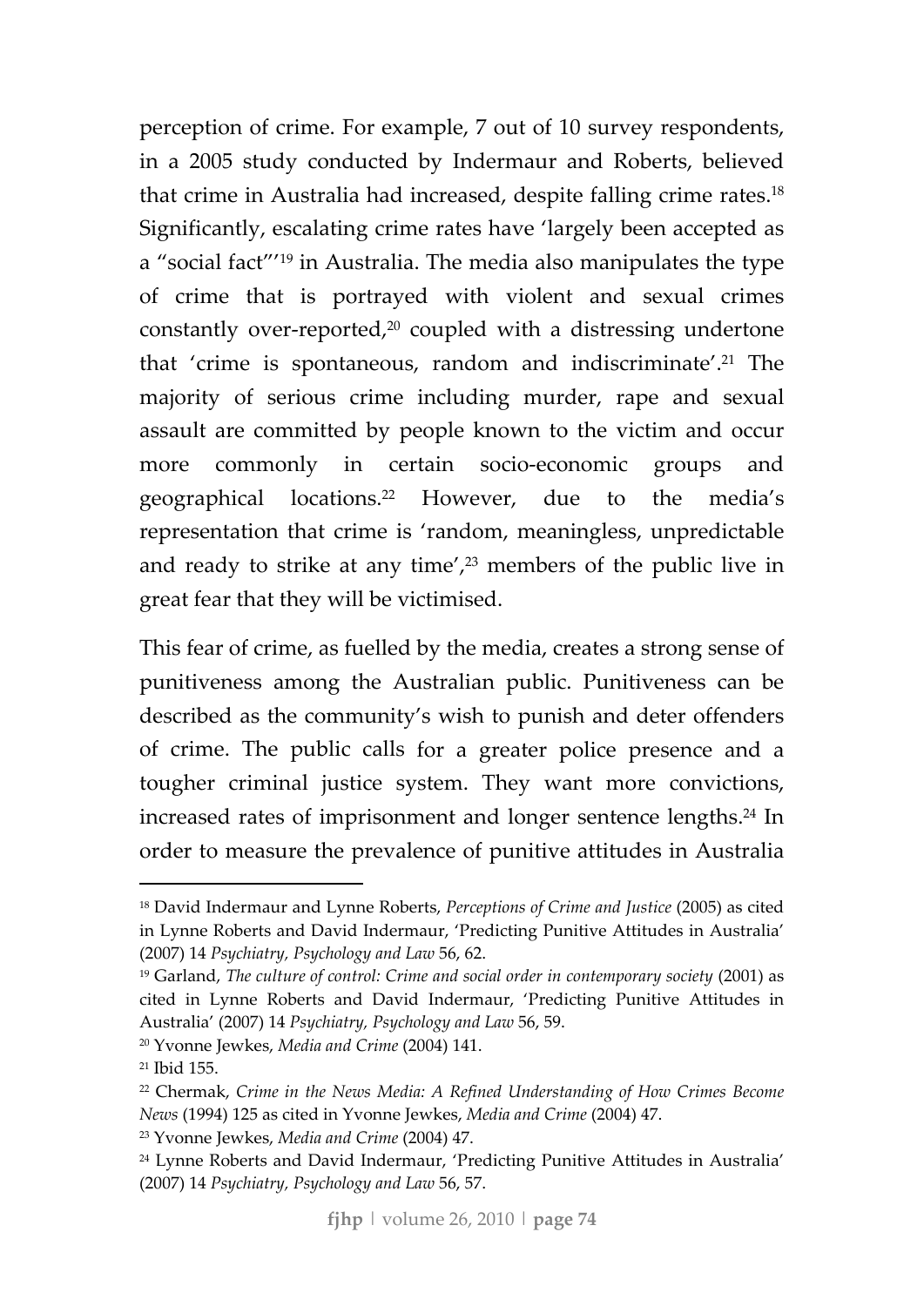perception of crime. For example, 7 out of 10 survey respondents, in a 2005 study conducted by Indermaur and Roberts, believed that crime in Australia had increased, despite falling crime rates.[18] Significantly, escalating crime rates have 'largely been accepted as a "social fact"'[19] in Australia. The media also manipulates the type of crime that is portrayed with violent and sexual crimes constantly over-reported,[20] coupled with a distressing undertone that 'crime is spontaneous, random and indiscriminate'.[21] The majority of serious crime including murder, rape and sexual assault are committed by people known to the victim and occur more commonly in certain socio-economic groups and geographical locations.[22] However, due to the media's representation that crime is 'random, meaningless, unpredictable and ready to strike at any time',[23] members of the public live in great fear that they will be victimised.

This fear of crime, as fuelled by the media, creates a strong sense of punitiveness among the Australian public. Punitiveness can be described as the community's wish to punish and deter offenders of crime. The public calls for a greater police presence and a tougher criminal justice system. They want more convictions, increased rates of imprisonment and longer sentence lengths.[24] In order to measure the prevalence of punitive attitudes in Australia

---

[18] David Indermaur and Lynne Roberts, *Perceptions of Crime and Justice* (2005) as cited in Lynne Roberts and David Indermaur, 'Predicting Punitive Attitudes in Australia' (2007) 14 *Psychiatry, Psychology and Law* 56, 62.

[19] Garland, *The culture of control: Crime and social order in contemporary society* (2001) as cited in Lynne Roberts and David Indermaur, 'Predicting Punitive Attitudes in Australia' (2007) 14 *Psychiatry, Psychology and Law* 56, 59.

[20] Yvonne Jewkes, *Media and Crime* (2004) 141.

[21] Ibid 155.

[22] Chermak, *Crime in the News Media: A Refined Understanding of How Crimes Become News* (1994) 125 as cited in Yvonne Jewkes, *Media and Crime* (2004) 47.

[23] Yvonne Jewkes, *Media and Crime* (2004) 47.

[24] Lynne Roberts and David Indermaur, 'Predicting Punitive Attitudes in Australia' (2007) 14 *Psychiatry, Psychology and Law* 56, 57.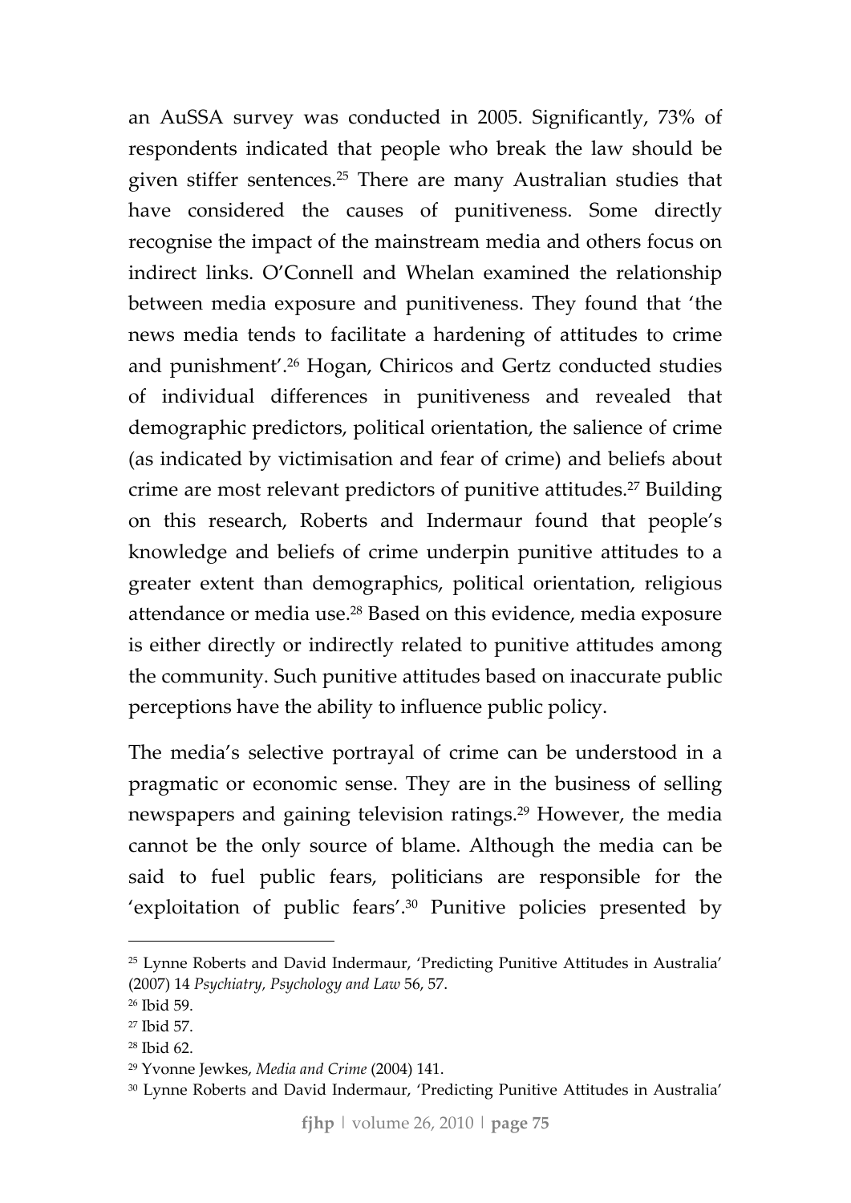an AuSSA survey was conducted in 2005. Significantly, 73% of respondents indicated that people who break the law should be given stiffer sentences.[25] There are many Australian studies that have considered the causes of punitiveness. Some directly recognise the impact of the mainstream media and others focus on indirect links. O'Connell and Whelan examined the relationship between media exposure and punitiveness. They found that 'the news media tends to facilitate a hardening of attitudes to crime and punishment'.[26] Hogan, Chiricos and Gertz conducted studies of individual differences in punitiveness and revealed that demographic predictors, political orientation, the salience of crime (as indicated by victimisation and fear of crime) and beliefs about crime are most relevant predictors of punitive attitudes.[27] Building on this research, Roberts and Indermaur found that people's knowledge and beliefs of crime underpin punitive attitudes to a greater extent than demographics, political orientation, religious attendance or media use.[28] Based on this evidence, media exposure is either directly or indirectly related to punitive attitudes among the community. Such punitive attitudes based on inaccurate public perceptions have the ability to influence public policy.

The media's selective portrayal of crime can be understood in a pragmatic or economic sense. They are in the business of selling newspapers and gaining television ratings.[29] However, the media cannot be the only source of blame. Although the media can be said to fuel public fears, politicians are responsible for the 'exploitation of public fears'.[30] Punitive policies presented by

---

[25] Lynne Roberts and David Indermaur, 'Predicting Punitive Attitudes in Australia' (2007) 14 *Psychiatry, Psychology and Law* 56, 57.

[26] Ibid 59.

[27] Ibid 57.

[28] Ibid 62.

[29] Yvonne Jewkes, *Media and Crime* (2004) 141.

[30] Lynne Roberts and David Indermaur, 'Predicting Punitive Attitudes in Australia'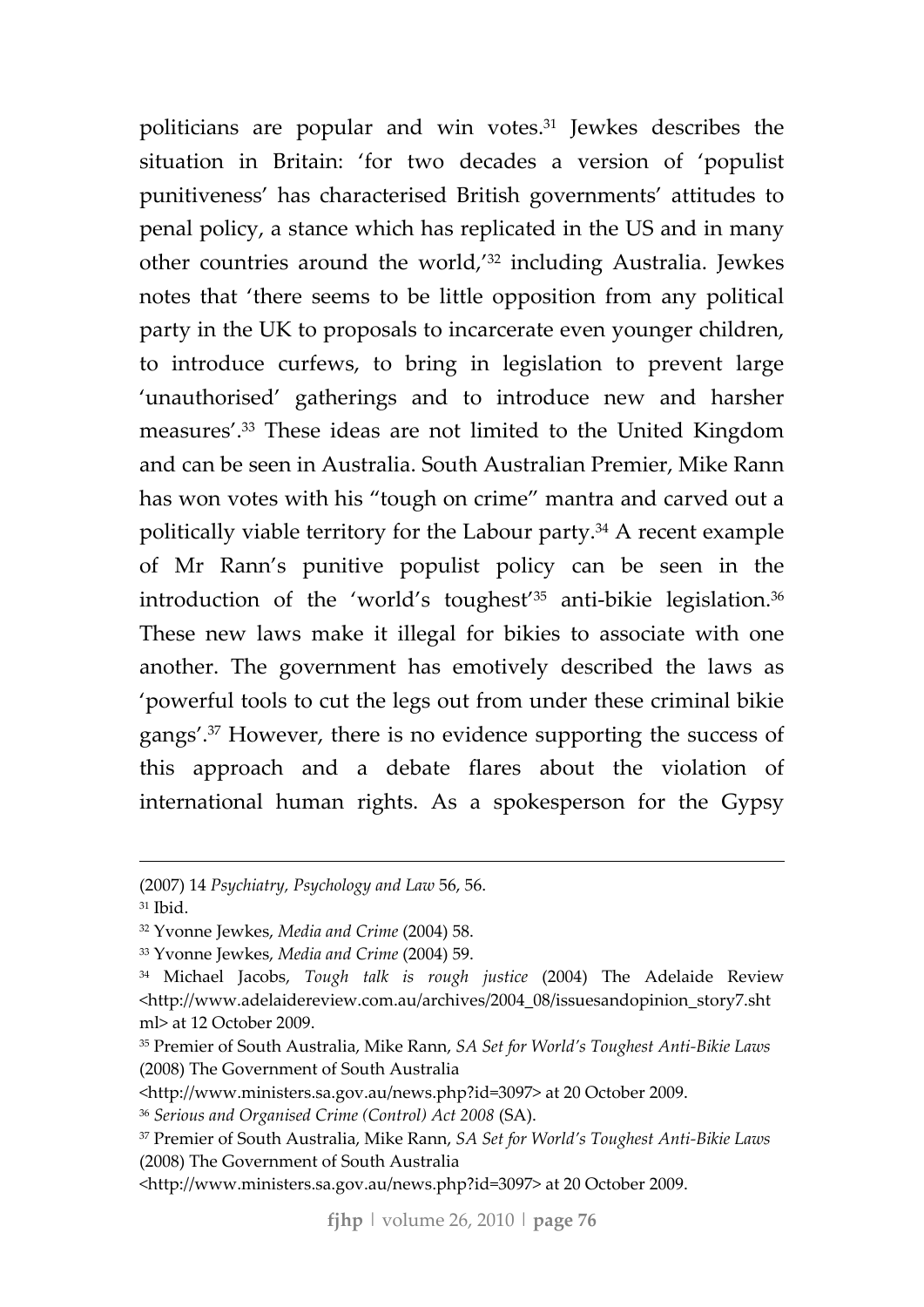politicians are popular and win votes.[31] Jewkes describes the situation in Britain: 'for two decades a version of 'populist punitiveness' has characterised British governments' attitudes to penal policy, a stance which has replicated in the US and in many other countries around the world,'[32] including Australia. Jewkes notes that 'there seems to be little opposition from any political party in the UK to proposals to incarcerate even younger children, to introduce curfews, to bring in legislation to prevent large 'unauthorised' gatherings and to introduce new and harsher measures'.[33] These ideas are not limited to the United Kingdom and can be seen in Australia. South Australian Premier, Mike Rann has won votes with his "tough on crime" mantra and carved out a politically viable territory for the Labour party.[34] A recent example of Mr Rann's punitive populist policy can be seen in the introduction of the 'world's toughest'[35] anti-bikie legislation.[36] These new laws make it illegal for bikies to associate with one another. The government has emotively described the laws as 'powerful tools to cut the legs out from under these criminal bikie gangs'.[37] However, there is no evidence supporting the success of this approach and a debate flares about the violation of international human rights. As a spokesperson for the Gypsy

---

(2007) 14 *Psychiatry, Psychology and Law* 56, 56.

[31] Ibid.

[32] Yvonne Jewkes, *Media and Crime* (2004) 58.

[33] Yvonne Jewkes, *Media and Crime* (2004) 59.

[34] Michael Jacobs, *Tough talk is rough justice* (2004) The Adelaide Review <http://www.adelaidereview.com.au/archives/2004_08/issuesandopinion_story7.shtml> at 12 October 2009.

[35] Premier of South Australia, Mike Rann, *SA Set for World's Toughest Anti-Bikie Laws* (2008) The Government of South Australia <http://www.ministers.sa.gov.au/news.php?id=3097> at 20 October 2009.

[36] *Serious and Organised Crime (Control) Act 2008* (SA).

[37] Premier of South Australia, Mike Rann, *SA Set for World's Toughest Anti-Bikie Laws* (2008) The Government of South Australia <http://www.ministers.sa.gov.au/news.php?id=3097> at 20 October 2009.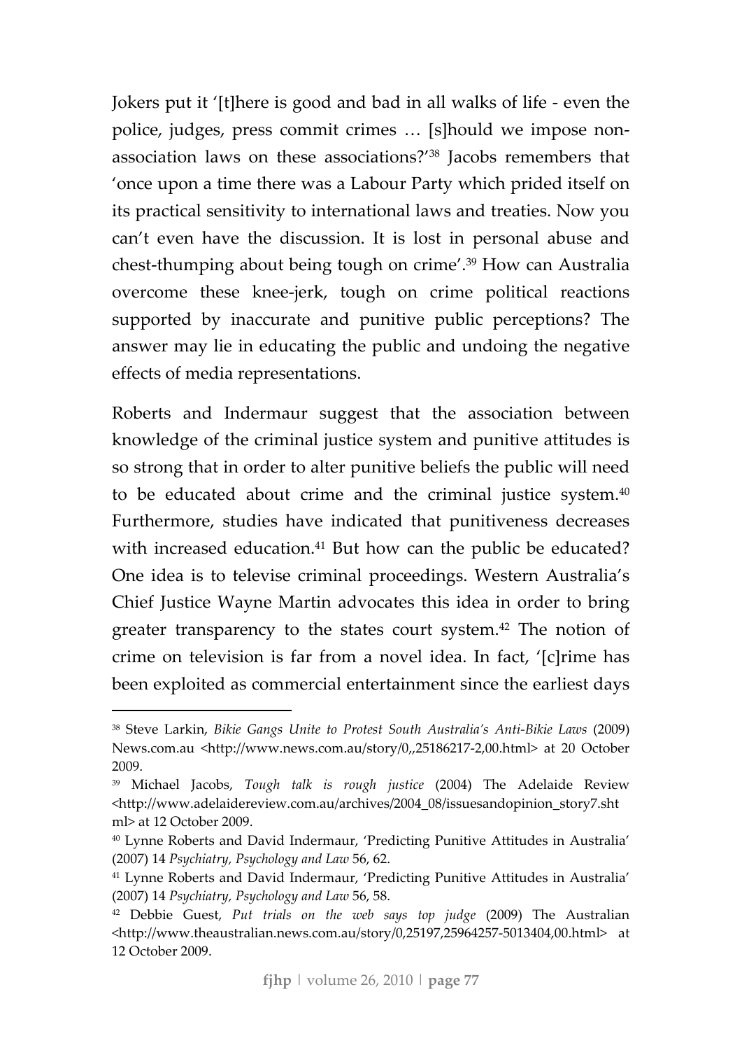Jokers put it '[t]here is good and bad in all walks of life - even the police, judges, press commit crimes … [s]hould we impose non-association laws on these associations?'[38] Jacobs remembers that 'once upon a time there was a Labour Party which prided itself on its practical sensitivity to international laws and treaties. Now you can't even have the discussion. It is lost in personal abuse and chest-thumping about being tough on crime'.[39] How can Australia overcome these knee-jerk, tough on crime political reactions supported by inaccurate and punitive public perceptions? The answer may lie in educating the public and undoing the negative effects of media representations.

Roberts and Indermaur suggest that the association between knowledge of the criminal justice system and punitive attitudes is so strong that in order to alter punitive beliefs the public will need to be educated about crime and the criminal justice system.[40] Furthermore, studies have indicated that punitiveness decreases with increased education.[41] But how can the public be educated? One idea is to televise criminal proceedings. Western Australia's Chief Justice Wayne Martin advocates this idea in order to bring greater transparency to the states court system.[42] The notion of crime on television is far from a novel idea. In fact, '[c]rime has been exploited as commercial entertainment since the earliest days

---

[38] Steve Larkin, *Bikie Gangs Unite to Protest South Australia's Anti-Bikie Laws* (2009) News.com.au <http://www.news.com.au/story/0,,25186217-2,00.html> at 20 October 2009.

[39] Michael Jacobs, *Tough talk is rough justice* (2004) The Adelaide Review <http://www.adelaidereview.com.au/archives/2004_08/issuesandopinion_story7.shtml> at 12 October 2009.

[40] Lynne Roberts and David Indermaur, 'Predicting Punitive Attitudes in Australia' (2007) 14 *Psychiatry, Psychology and Law* 56, 62.

[41] Lynne Roberts and David Indermaur, 'Predicting Punitive Attitudes in Australia' (2007) 14 *Psychiatry, Psychology and Law* 56, 58.

[42] Debbie Guest, *Put trials on the web says top judge* (2009) The Australian <http://www.theaustralian.news.com.au/story/0,25197,25964257-5013404,00.html> at 12 October 2009.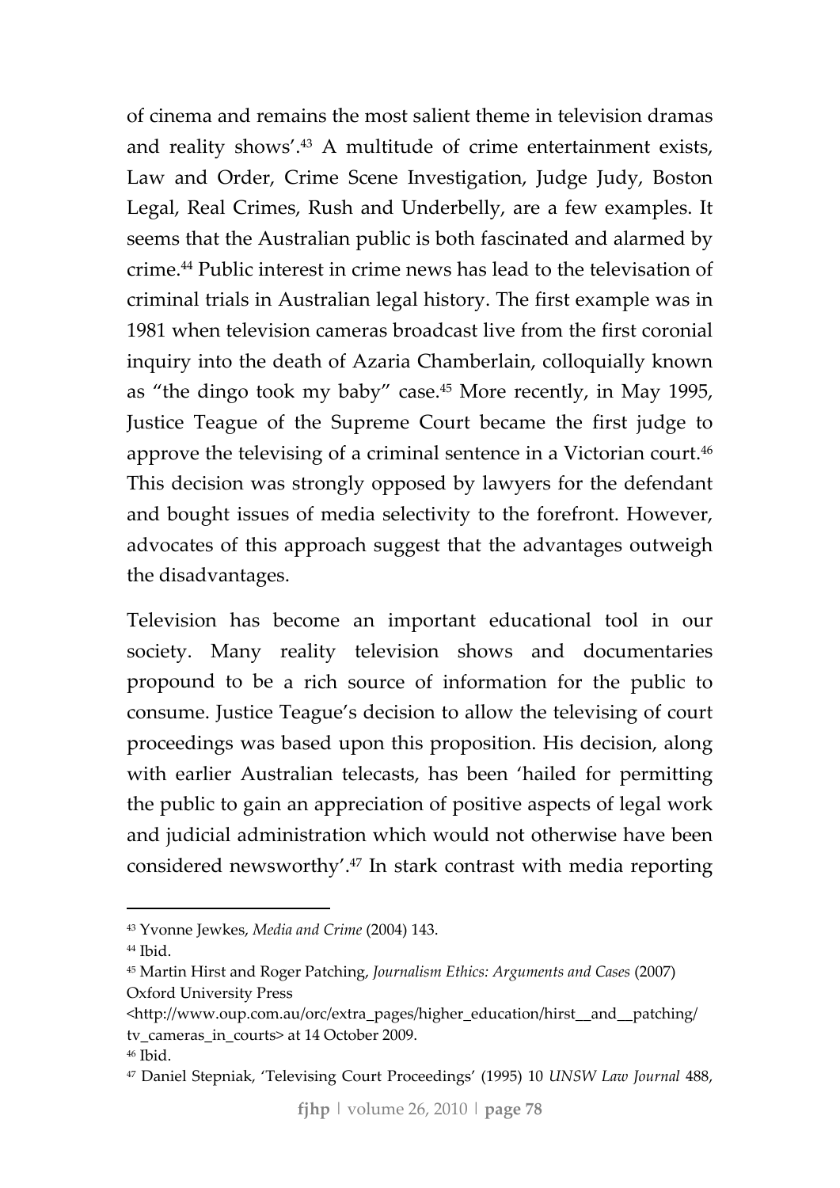of cinema and remains the most salient theme in television dramas and reality shows'.[43] A multitude of crime entertainment exists, Law and Order, Crime Scene Investigation, Judge Judy, Boston Legal, Real Crimes, Rush and Underbelly, are a few examples. It seems that the Australian public is both fascinated and alarmed by crime.[44] Public interest in crime news has lead to the televisation of criminal trials in Australian legal history. The first example was in 1981 when television cameras broadcast live from the first coronial inquiry into the death of Azaria Chamberlain, colloquially known as "the dingo took my baby" case.[45] More recently, in May 1995, Justice Teague of the Supreme Court became the first judge to approve the televising of a criminal sentence in a Victorian court.[46] This decision was strongly opposed by lawyers for the defendant and bought issues of media selectivity to the forefront. However, advocates of this approach suggest that the advantages outweigh the disadvantages.

Television has become an important educational tool in our society. Many reality television shows and documentaries propound to be a rich source of information for the public to consume. Justice Teague's decision to allow the televising of court proceedings was based upon this proposition. His decision, along with earlier Australian telecasts, has been 'hailed for permitting the public to gain an appreciation of positive aspects of legal work and judicial administration which would not otherwise have been considered newsworthy'.[47] In stark contrast with media reporting

---

[43] Yvonne Jewkes, *Media and Crime* (2004) 143.

[44] Ibid.

[45] Martin Hirst and Roger Patching, *Journalism Ethics: Arguments and Cases* (2007) Oxford University Press <http://www.oup.com.au/orc/extra_pages/higher_education/hirst__and__patching/tv_cameras_in_courts> at 14 October 2009.

[46] Ibid.

[47] Daniel Stepniak, 'Televising Court Proceedings' (1995) 10 *UNSW Law Journal* 488,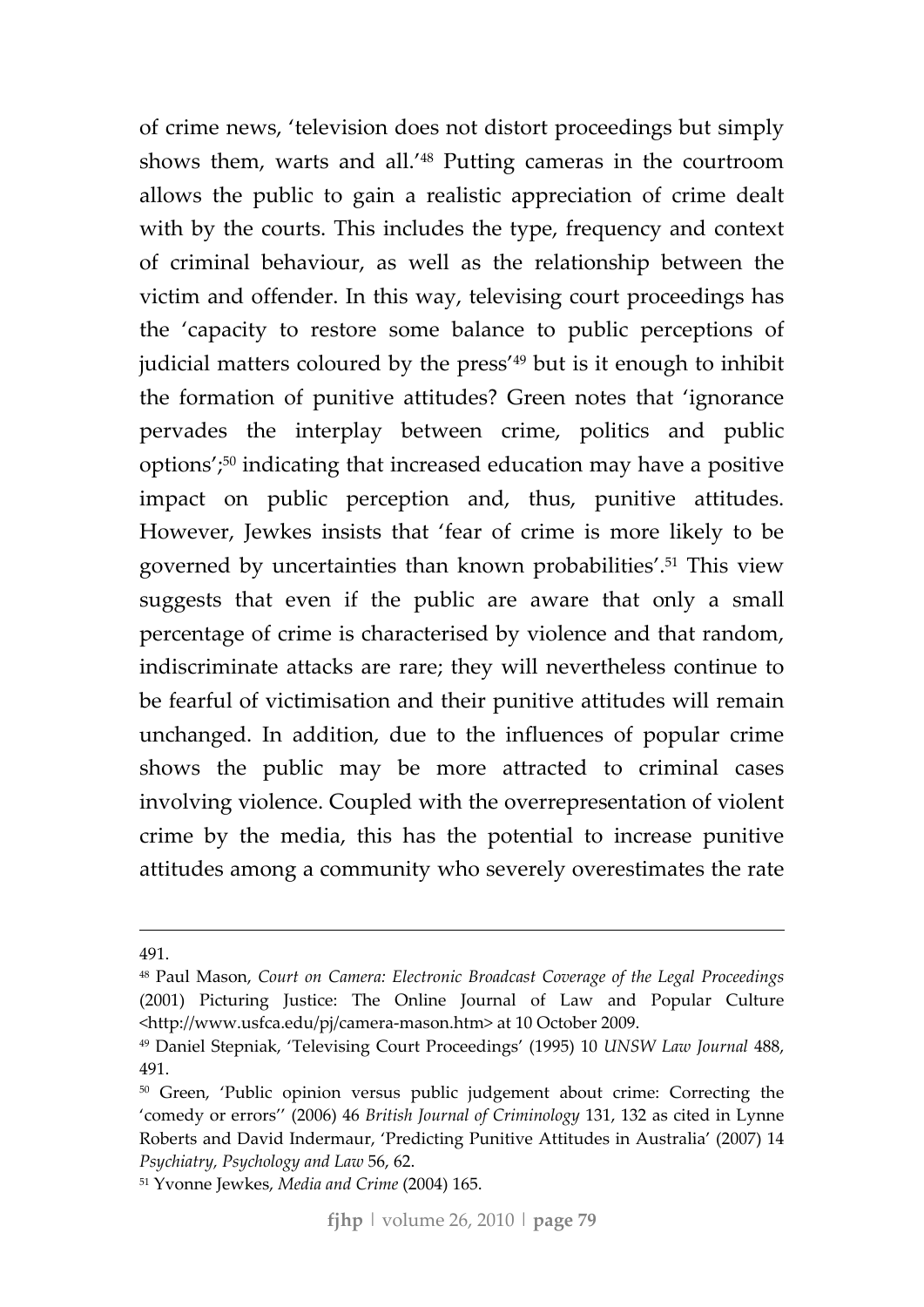of crime news, 'television does not distort proceedings but simply shows them, warts and all.'[48] Putting cameras in the courtroom allows the public to gain a realistic appreciation of crime dealt with by the courts. This includes the type, frequency and context of criminal behaviour, as well as the relationship between the victim and offender. In this way, televising court proceedings has the 'capacity to restore some balance to public perceptions of judicial matters coloured by the press'[49] but is it enough to inhibit the formation of punitive attitudes? Green notes that 'ignorance pervades the interplay between crime, politics and public options';[50] indicating that increased education may have a positive impact on public perception and, thus, punitive attitudes. However, Jewkes insists that 'fear of crime is more likely to be governed by uncertainties than known probabilities'.[51] This view suggests that even if the public are aware that only a small percentage of crime is characterised by violence and that random, indiscriminate attacks are rare; they will nevertheless continue to be fearful of victimisation and their punitive attitudes will remain unchanged. In addition, due to the influences of popular crime shows the public may be more attracted to criminal cases involving violence. Coupled with the overrepresentation of violent crime by the media, this has the potential to increase punitive attitudes among a community who severely overestimates the rate

---

491.

[48] Paul Mason, *Court on Camera: Electronic Broadcast Coverage of the Legal Proceedings* (2001) Picturing Justice: The Online Journal of Law and Popular Culture <http://www.usfca.edu/pj/camera-mason.htm> at 10 October 2009.

[49] Daniel Stepniak, 'Televising Court Proceedings' (1995) 10 *UNSW Law Journal* 488, 491.

[50] Green, 'Public opinion versus public judgement about crime: Correcting the 'comedy or errors'' (2006) 46 *British Journal of Criminology* 131, 132 as cited in Lynne Roberts and David Indermaur, 'Predicting Punitive Attitudes in Australia' (2007) 14 *Psychiatry, Psychology and Law* 56, 62.

[51] Yvonne Jewkes, *Media and Crime* (2004) 165.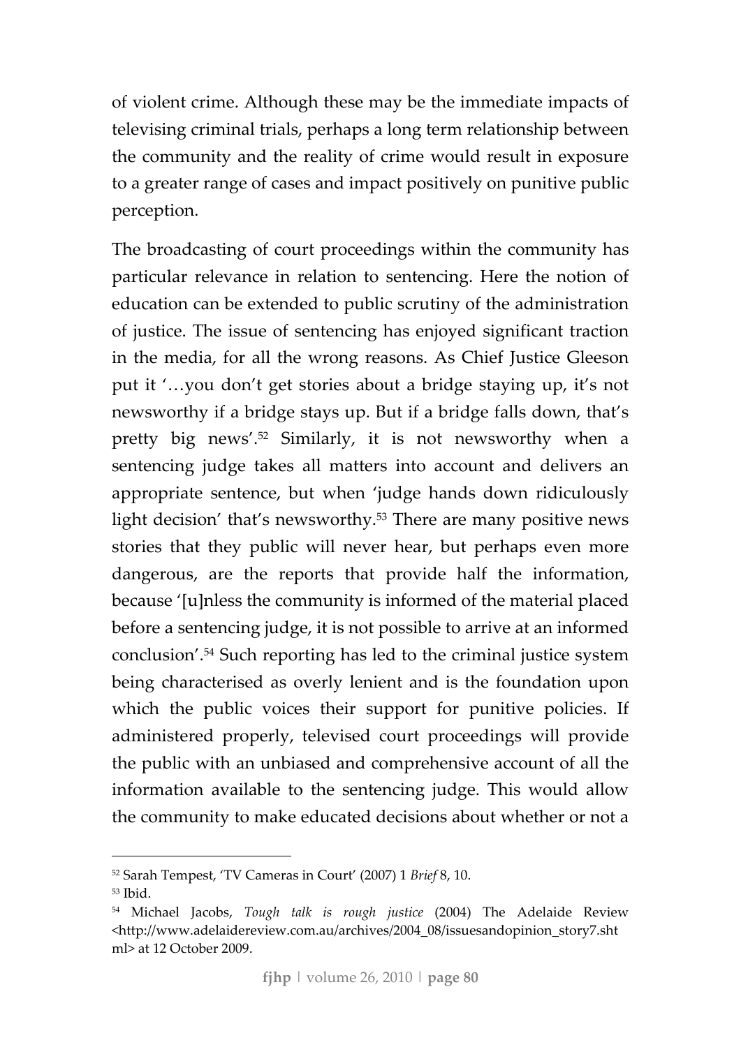of violent crime. Although these may be the immediate impacts of televising criminal trials, perhaps a long term relationship between the community and the reality of crime would result in exposure to a greater range of cases and impact positively on punitive public perception.

The broadcasting of court proceedings within the community has particular relevance in relation to sentencing. Here the notion of education can be extended to public scrutiny of the administration of justice. The issue of sentencing has enjoyed significant traction in the media, for all the wrong reasons. As Chief Justice Gleeson put it '…you don't get stories about a bridge staying up, it's not newsworthy if a bridge stays up. But if a bridge falls down, that's pretty big news'.[52] Similarly, it is not newsworthy when a sentencing judge takes all matters into account and delivers an appropriate sentence, but when 'judge hands down ridiculously light decision' that's newsworthy.[53] There are many positive news stories that they public will never hear, but perhaps even more dangerous, are the reports that provide half the information, because '[u]nless the community is informed of the material placed before a sentencing judge, it is not possible to arrive at an informed conclusion'.[54] Such reporting has led to the criminal justice system being characterised as overly lenient and is the foundation upon which the public voices their support for punitive policies. If administered properly, televised court proceedings will provide the public with an unbiased and comprehensive account of all the information available to the sentencing judge. This would allow the community to make educated decisions about whether or not a

---

[52] Sarah Tempest, 'TV Cameras in Court' (2007) 1 *Brief* 8, 10.

[53] Ibid.

[54] Michael Jacobs, *Tough talk is rough justice* (2004) The Adelaide Review <http://www.adelaidereview.com.au/archives/2004_08/issuesandopinion_story7.shtml> at 12 October 2009.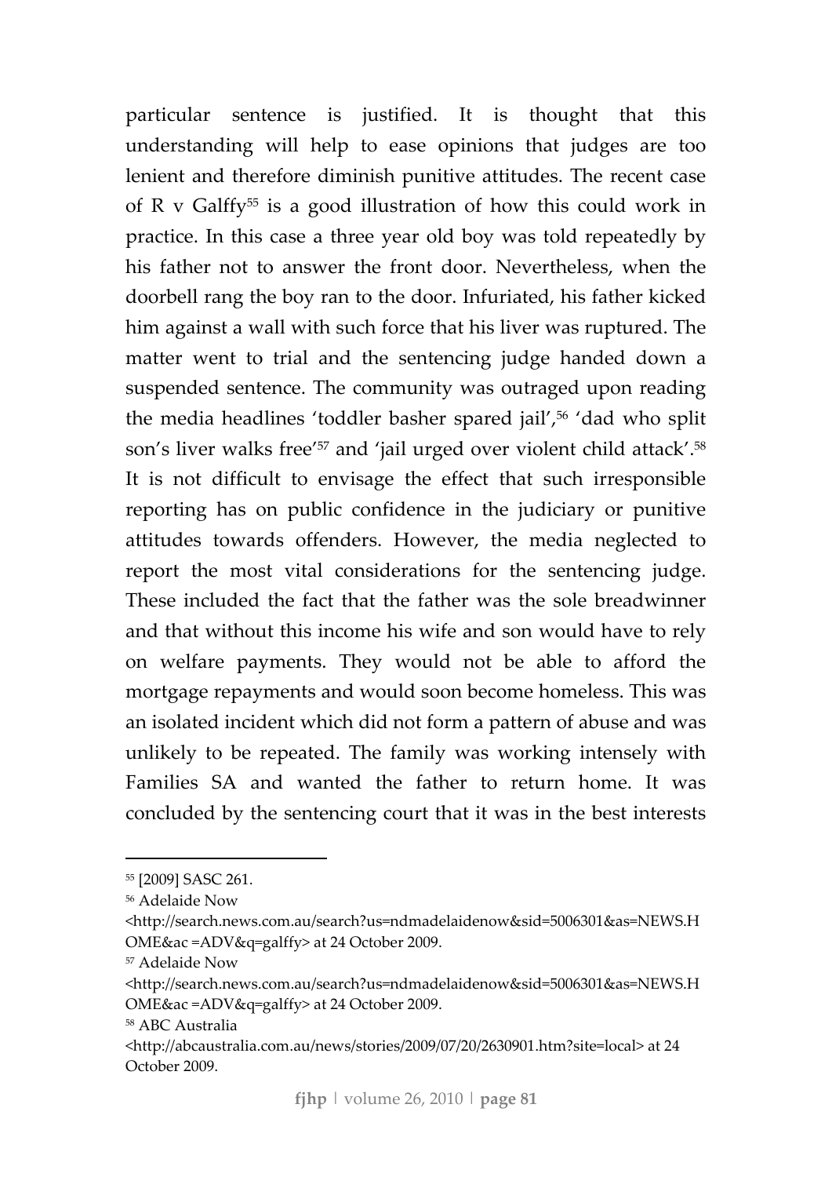particular sentence is justified. It is thought that this understanding will help to ease opinions that judges are too lenient and therefore diminish punitive attitudes. The recent case of R v Galffy[55] is a good illustration of how this could work in practice. In this case a three year old boy was told repeatedly by his father not to answer the front door. Nevertheless, when the doorbell rang the boy ran to the door. Infuriated, his father kicked him against a wall with such force that his liver was ruptured. The matter went to trial and the sentencing judge handed down a suspended sentence. The community was outraged upon reading the media headlines 'toddler basher spared jail',[56] 'dad who split son's liver walks free'[57] and 'jail urged over violent child attack'.[58] It is not difficult to envisage the effect that such irresponsible reporting has on public confidence in the judiciary or punitive attitudes towards offenders. However, the media neglected to report the most vital considerations for the sentencing judge. These included the fact that the father was the sole breadwinner and that without this income his wife and son would have to rely on welfare payments. They would not be able to afford the mortgage repayments and would soon become homeless. This was an isolated incident which did not form a pattern of abuse and was unlikely to be repeated. The family was working intensely with Families SA and wanted the father to return home. It was concluded by the sentencing court that it was in the best interests

---

[55] [2009] SASC 261.

[56] Adelaide Now <http://search.news.com.au/search?us=ndmadelaidenow&sid=5006301&as=NEWS.HOME&ac =ADV&q=galffy> at 24 October 2009.

[57] Adelaide Now <http://search.news.com.au/search?us=ndmadelaidenow&sid=5006301&as=NEWS.HOME&ac =ADV&q=galffy> at 24 October 2009.

[58] ABC Australia <http://abcaustralia.com.au/news/stories/2009/07/20/2630901.htm?site=local> at 24 October 2009.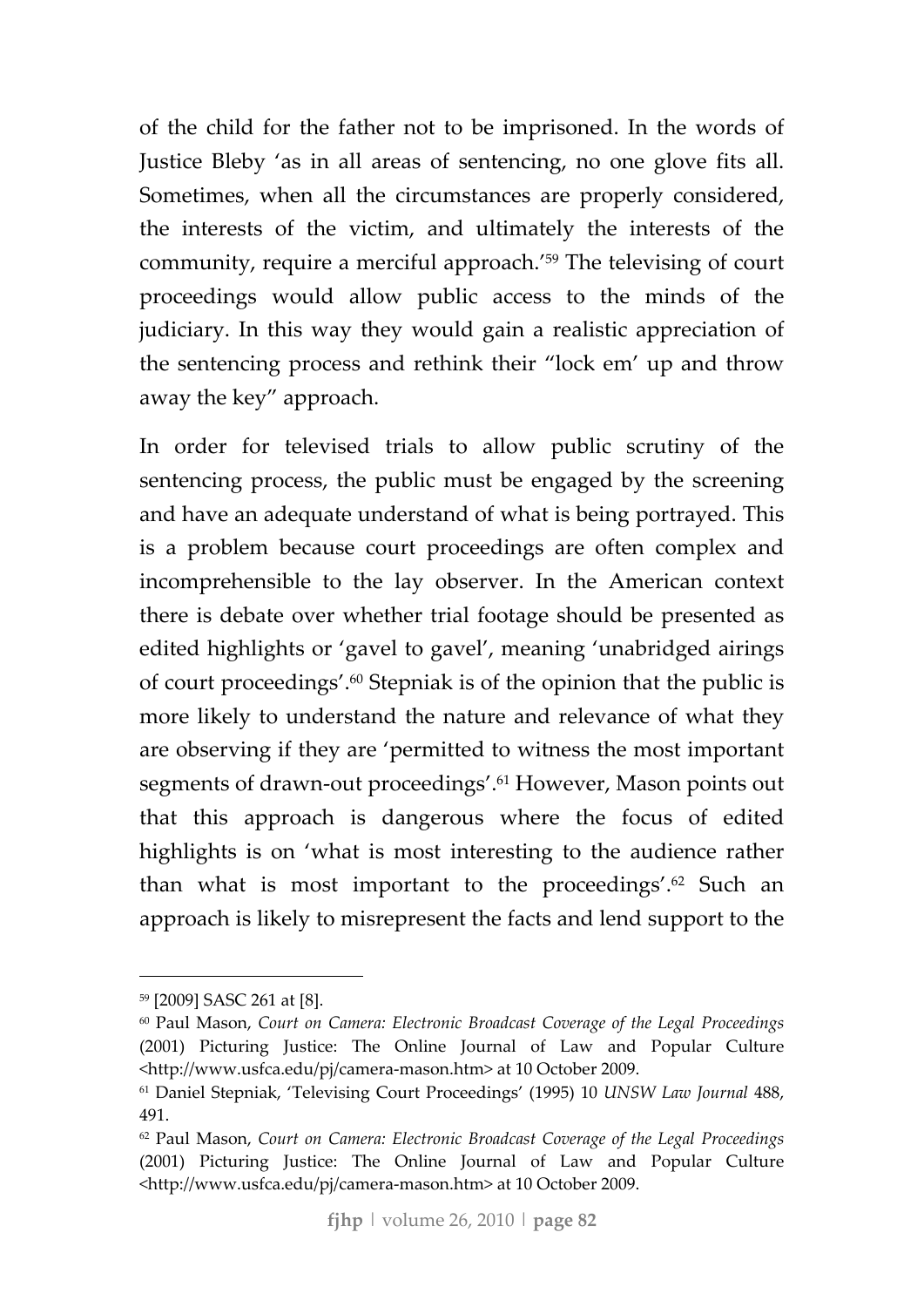of the child for the father not to be imprisoned. In the words of Justice Bleby 'as in all areas of sentencing, no one glove fits all. Sometimes, when all the circumstances are properly considered, the interests of the victim, and ultimately the interests of the community, require a merciful approach.'[59] The televising of court proceedings would allow public access to the minds of the judiciary. In this way they would gain a realistic appreciation of the sentencing process and rethink their "lock em' up and throw away the key" approach.

In order for televised trials to allow public scrutiny of the sentencing process, the public must be engaged by the screening and have an adequate understand of what is being portrayed. This is a problem because court proceedings are often complex and incomprehensible to the lay observer. In the American context there is debate over whether trial footage should be presented as edited highlights or 'gavel to gavel', meaning 'unabridged airings of court proceedings'.[60] Stepniak is of the opinion that the public is more likely to understand the nature and relevance of what they are observing if they are 'permitted to witness the most important segments of drawn-out proceedings'.[61] However, Mason points out that this approach is dangerous where the focus of edited highlights is on 'what is most interesting to the audience rather than what is most important to the proceedings'.[62] Such an approach is likely to misrepresent the facts and lend support to the

---

[59] [2009] SASC 261 at [8].

[60] Paul Mason, *Court on Camera: Electronic Broadcast Coverage of the Legal Proceedings* (2001) Picturing Justice: The Online Journal of Law and Popular Culture <http://www.usfca.edu/pj/camera-mason.htm> at 10 October 2009.

[61] Daniel Stepniak, 'Televising Court Proceedings' (1995) 10 *UNSW Law Journal* 488, 491.

[62] Paul Mason, *Court on Camera: Electronic Broadcast Coverage of the Legal Proceedings* (2001) Picturing Justice: The Online Journal of Law and Popular Culture <http://www.usfca.edu/pj/camera-mason.htm> at 10 October 2009.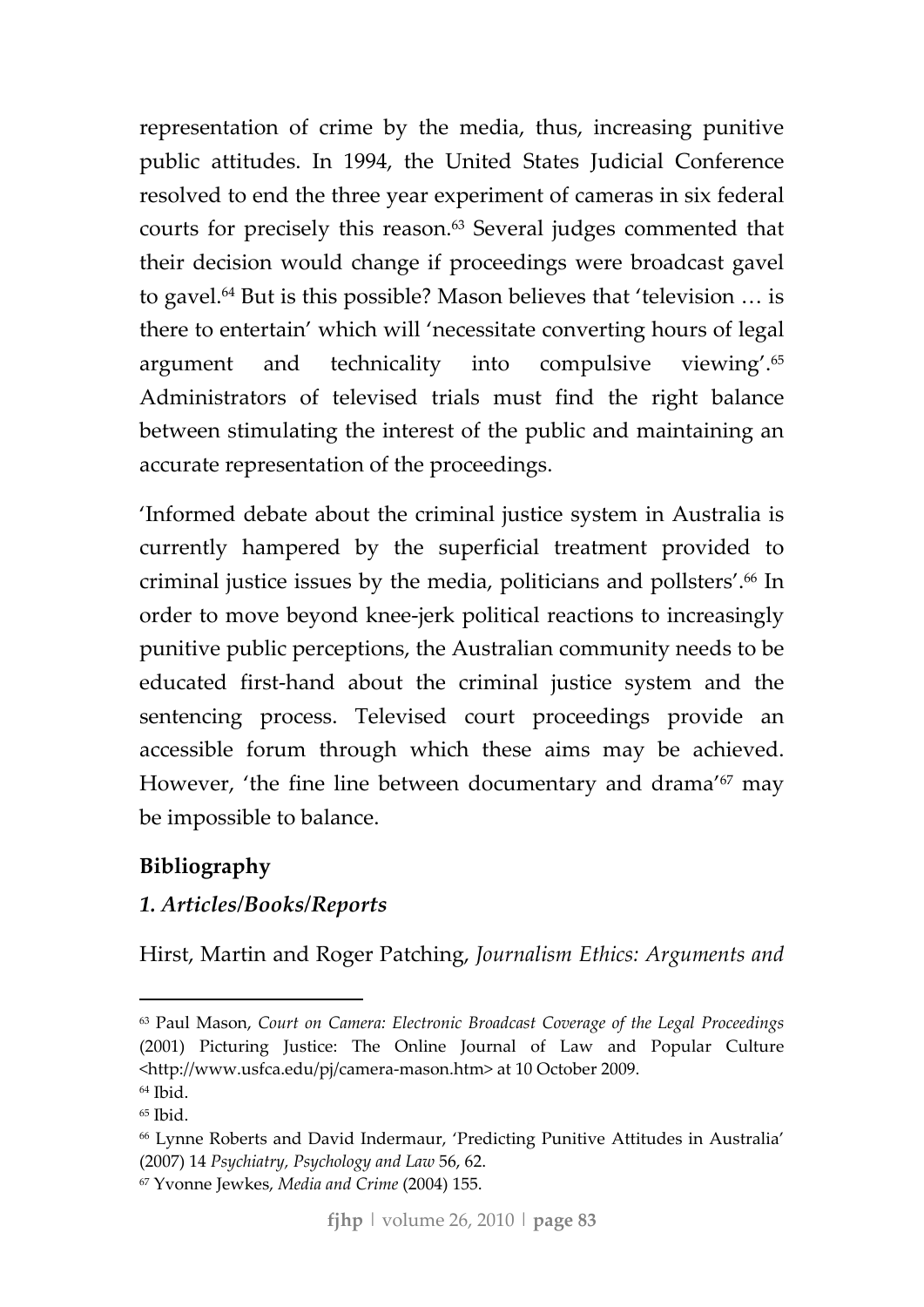representation of crime by the media, thus, increasing punitive public attitudes. In 1994, the United States Judicial Conference resolved to end the three year experiment of cameras in six federal courts for precisely this reason.[63] Several judges commented that their decision would change if proceedings were broadcast gavel to gavel.[64] But is this possible? Mason believes that 'television … is there to entertain' which will 'necessitate converting hours of legal argument and technicality into compulsive viewing'.[65] Administrators of televised trials must find the right balance between stimulating the interest of the public and maintaining an accurate representation of the proceedings.

'Informed debate about the criminal justice system in Australia is currently hampered by the superficial treatment provided to criminal justice issues by the media, politicians and pollsters'.[66] In order to move beyond knee-jerk political reactions to increasingly punitive public perceptions, the Australian community needs to be educated first-hand about the criminal justice system and the sentencing process. Televised court proceedings provide an accessible forum through which these aims may be achieved. However, 'the fine line between documentary and drama'[67] may be impossible to balance.

## Bibliography

### *1. Articles/Books/Reports*

Hirst, Martin and Roger Patching, *Journalism Ethics: Arguments and*

---

[63] Paul Mason, *Court on Camera: Electronic Broadcast Coverage of the Legal Proceedings* (2001) Picturing Justice: The Online Journal of Law and Popular Culture <http://www.usfca.edu/pj/camera-mason.htm> at 10 October 2009.

[64] Ibid.

[65] Ibid.

[66] Lynne Roberts and David Indermaur, 'Predicting Punitive Attitudes in Australia' (2007) 14 *Psychiatry, Psychology and Law* 56, 62.

[67] Yvonne Jewkes, *Media and Crime* (2004) 155.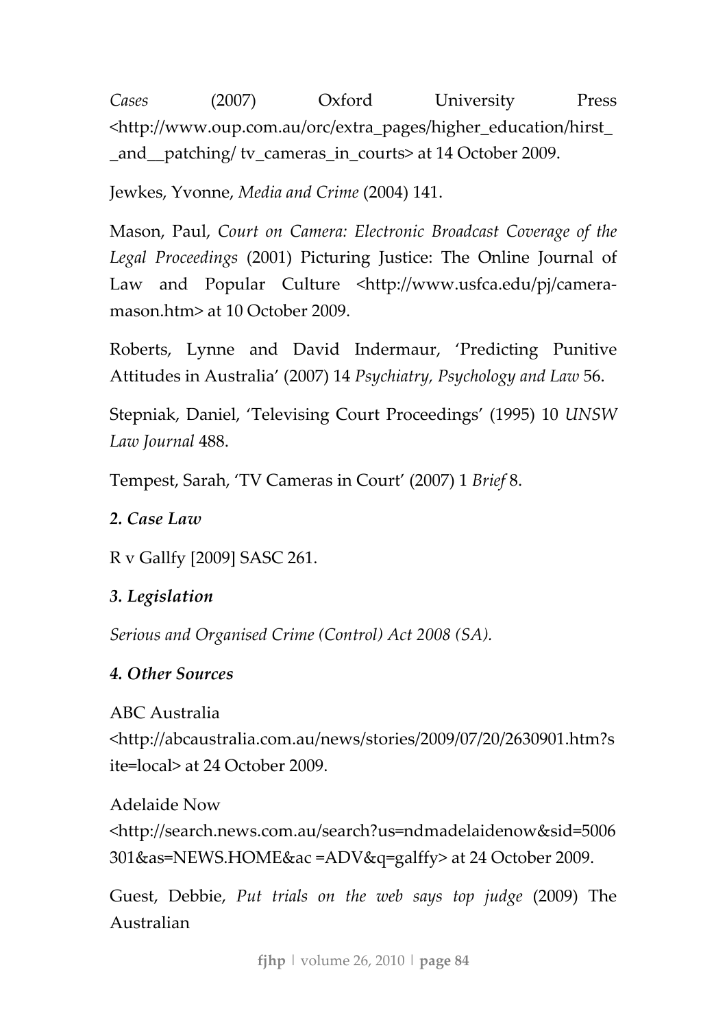*Cases* (2007) Oxford University Press <http://www.oup.com.au/orc/extra_pages/higher_education/hirst__and__patching/ tv_cameras_in_courts> at 14 October 2009.

Jewkes, Yvonne, *Media and Crime* (2004) 141.

Mason, Paul, *Court on Camera: Electronic Broadcast Coverage of the Legal Proceedings* (2001) Picturing Justice: The Online Journal of Law and Popular Culture <http://www.usfca.edu/pj/camera-mason.htm> at 10 October 2009.

Roberts, Lynne and David Indermaur, 'Predicting Punitive Attitudes in Australia' (2007) 14 *Psychiatry, Psychology and Law* 56.

Stepniak, Daniel, 'Televising Court Proceedings' (1995) 10 *UNSW Law Journal* 488.

Tempest, Sarah, 'TV Cameras in Court' (2007) 1 *Brief* 8.

***2. Case Law***

R v Gallfy [2009] SASC 261.

***3. Legislation***

*Serious and Organised Crime (Control) Act 2008 (SA).*

***4. Other Sources***

ABC Australia <http://abcaustralia.com.au/news/stories/2009/07/20/2630901.htm?site=local> at 24 October 2009.

Adelaide Now <http://search.news.com.au/search?us=ndmadelaidenow&sid=5006301&as=NEWS.HOME&ac =ADV&q=galffy> at 24 October 2009.

Guest, Debbie, *Put trials on the web says top judge* (2009) The Australian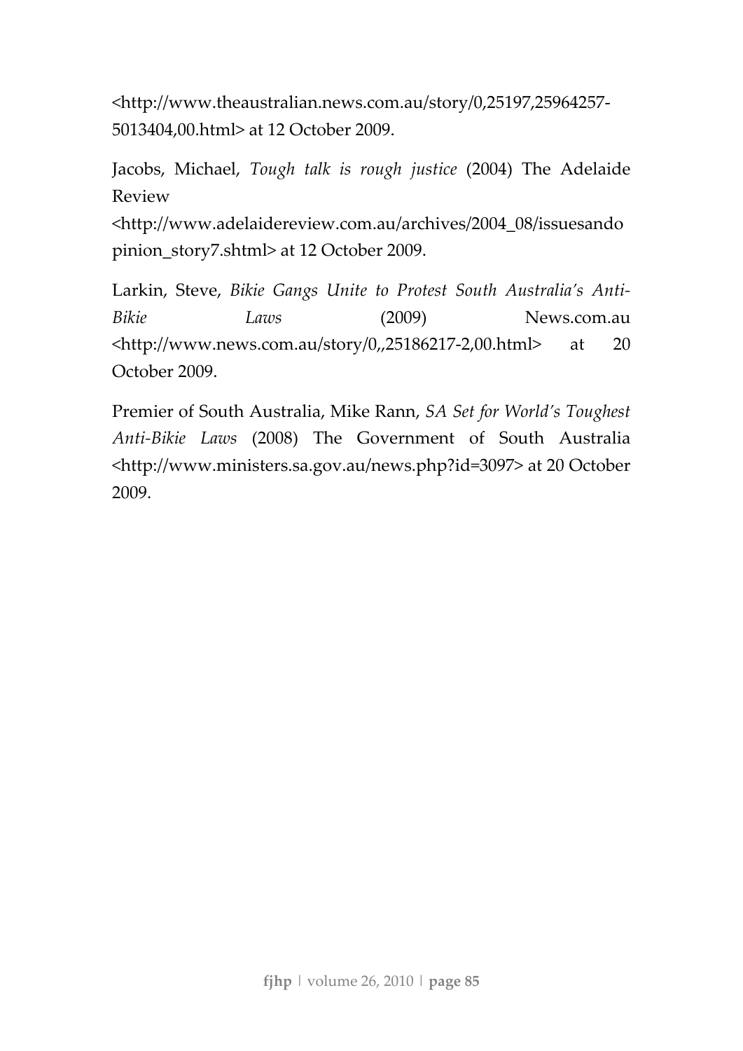<http://www.theaustralian.news.com.au/story/0,25197,25964257-5013404,00.html> at 12 October 2009.

Jacobs, Michael, *Tough talk is rough justice* (2004) The Adelaide Review <http://www.adelaidereview.com.au/archives/2004_08/issuesandopinion_story7.shtml> at 12 October 2009.

Larkin, Steve, *Bikie Gangs Unite to Protest South Australia's Anti-Bikie Laws* (2009) News.com.au <http://www.news.com.au/story/0,,25186217-2,00.html> at 20 October 2009.

Premier of South Australia, Mike Rann, *SA Set for World's Toughest Anti-Bikie Laws* (2008) The Government of South Australia <http://www.ministers.sa.gov.au/news.php?id=3097> at 20 October 2009.